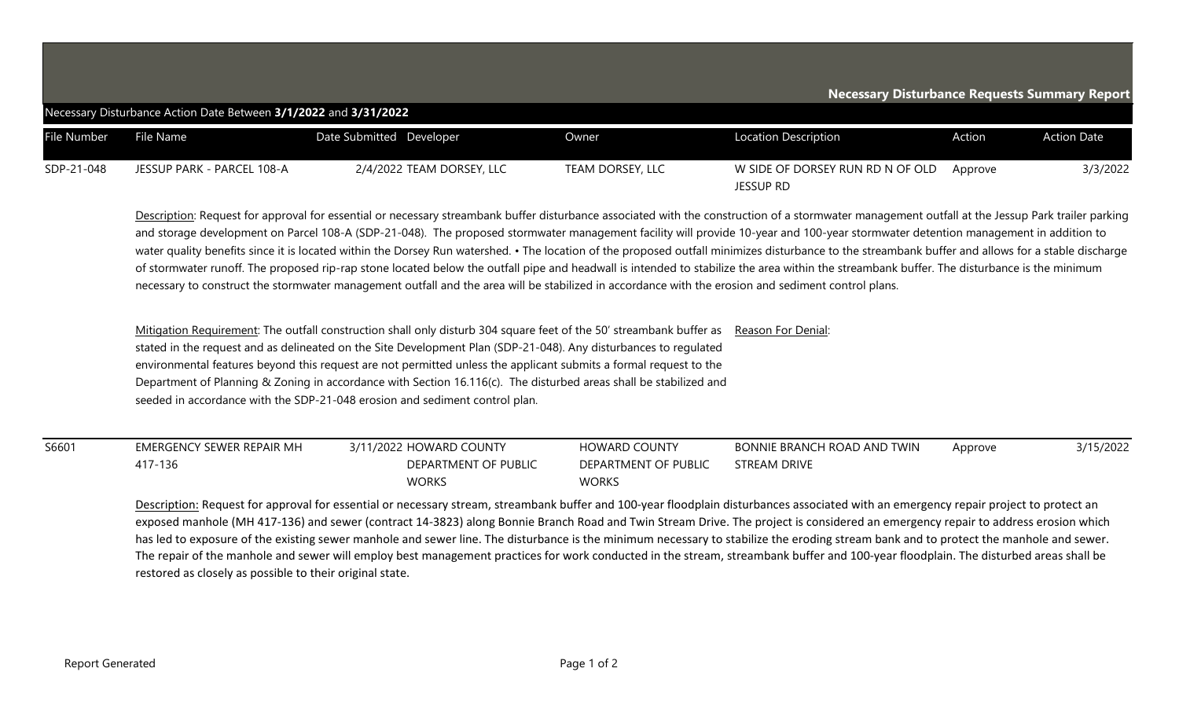# Necessary Disturbance Requests Summary Report

Necessary Disturbance Action Date Between **3/1/2022** and **3/31/2022**

| File Number | File Name | Date Submitted | Developer | Owner | Location Description | Action | Action Date |
|---|---|---|---|---|---|---|---|
| SDP-21-048 | JESSUP PARK - PARCEL 108-A | 2/4/2022 | TEAM DORSEY, LLC | TEAM DORSEY, LLC | W SIDE OF DORSEY RUN RD N OF OLD JESSUP RD | Approve | 3/3/2022 |

Description: Request for approval for essential or necessary streambank buffer disturbance associated with the construction of a stormwater management outfall at the Jessup Park trailer parking and storage development on Parcel 108-A (SDP-21-048). The proposed stormwater management facility will provide 10-year and 100-year stormwater detention management in addition to water quality benefits since it is located within the Dorsey Run watershed. • The location of the proposed outfall minimizes disturbance to the streambank buffer and allows for a stable discharge of stormwater runoff. The proposed rip-rap stone located below the outfall pipe and headwall is intended to stabilize the area within the streambank buffer. The disturbance is the minimum necessary to construct the stormwater management outfall and the area will be stabilized in accordance with the erosion and sediment control plans.

Mitigation Requirement: The outfall construction shall only disturb 304 square feet of the 50' streambank buffer as stated in the request and as delineated on the Site Development Plan (SDP-21-048). Any disturbances to regulated environmental features beyond this request are not permitted unless the applicant submits a formal request to the Department of Planning & Zoning in accordance with Section 16.116(c). The disturbed areas shall be stabilized and seeded in accordance with the SDP-21-048 erosion and sediment control plan.

Reason For Denial:

| File Number | File Name | Date Submitted | Developer | Owner | Location Description | Action | Action Date |
|---|---|---|---|---|---|---|---|
| S6601 | EMERGENCY SEWER REPAIR MH 417-136 | 3/11/2022 | HOWARD COUNTY DEPARTMENT OF PUBLIC WORKS | HOWARD COUNTY DEPARTMENT OF PUBLIC WORKS | BONNIE BRANCH ROAD AND TWIN STREAM DRIVE | Approve | 3/15/2022 |

Description: Request for approval for essential or necessary stream, streambank buffer and 100-year floodplain disturbances associated with an emergency repair project to protect an exposed manhole (MH 417-136) and sewer (contract 14-3823) along Bonnie Branch Road and Twin Stream Drive. The project is considered an emergency repair to address erosion which has led to exposure of the existing sewer manhole and sewer line. The disturbance is the minimum necessary to stabilize the eroding stream bank and to protect the manhole and sewer. The repair of the manhole and sewer will employ best management practices for work conducted in the stream, streambank buffer and 100-year floodplain. The disturbed areas shall be restored as closely as possible to their original state.

Report Generated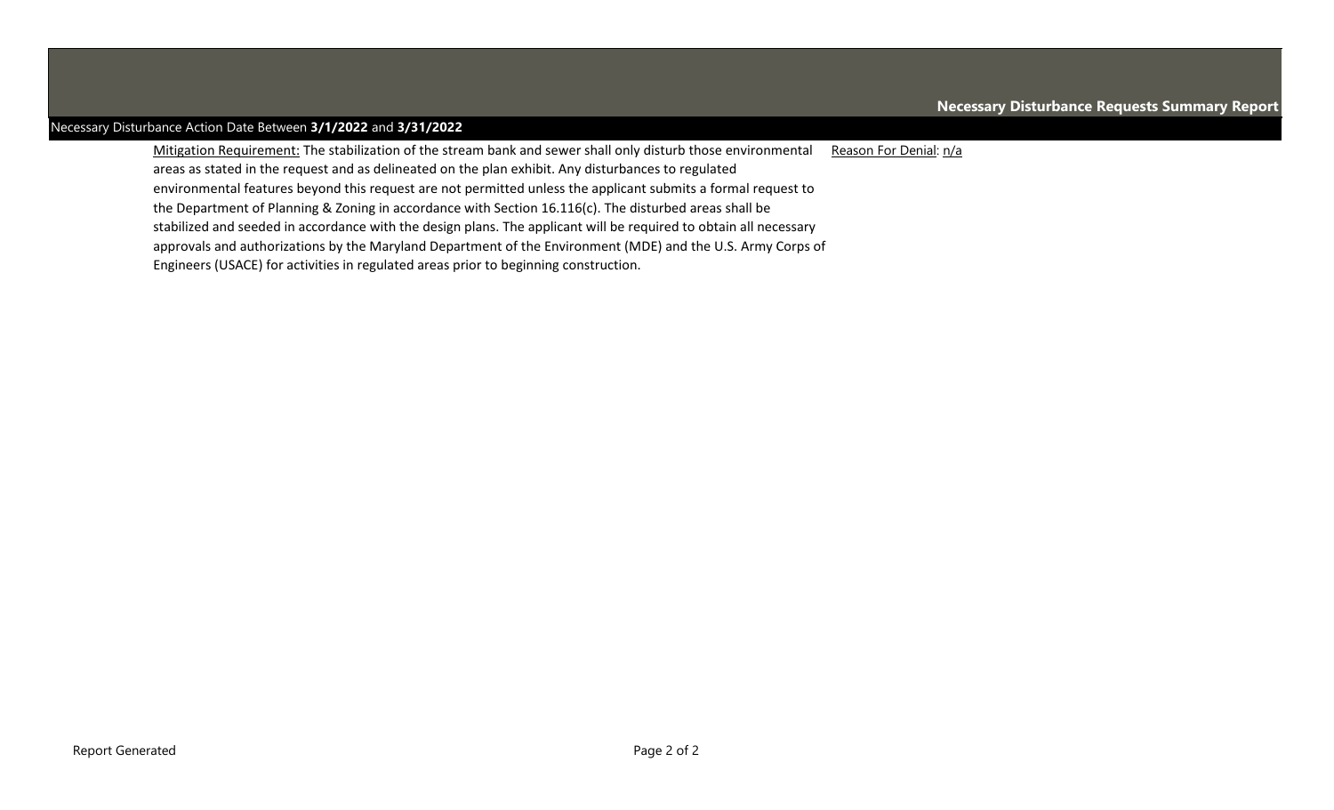Necessary Disturbance Action Date Between **3/1/2022** and **3/31/2022**

Mitigation Requirement: The stabilization of the stream bank and sewer shall only disturb those environmental areas as stated in the request and as delineated on the plan exhibit. Any disturbances to regulated environmental features beyond this request are not permitted unless the applicant submits a formal request to the Department of Planning & Zoning in accordance with Section 16.116(c). The disturbed areas shall be stabilized and seeded in accordance with the design plans. The applicant will be required to obtain all necessary approvals and authorizations by the Maryland Department of the Environment (MDE) and the U.S. Army Corps of Engineers (USACE) for activities in regulated areas prior to beginning construction.

Reason For Denial: n/a

Report Generated